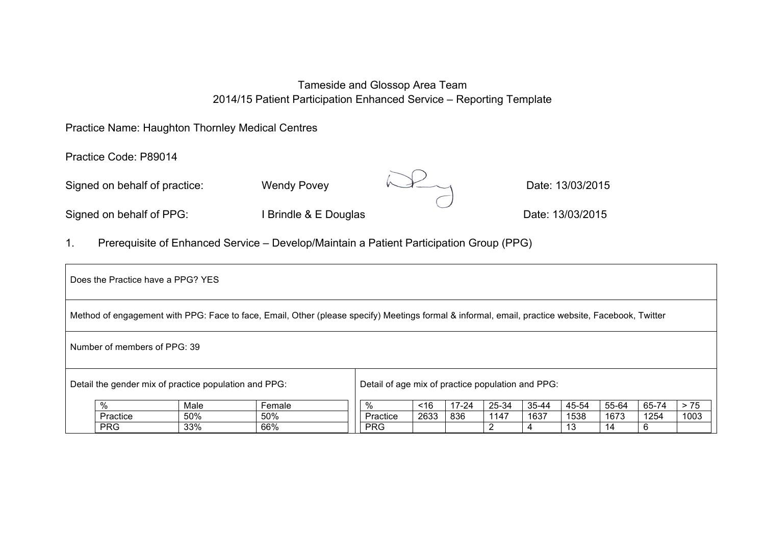# Tameside and Glossop Area Team
## 2014/15 Patient Participation Enhanced Service – Reporting Template

Practice Name: Haughton Thornley Medical Centres

Practice Code: P89014

Signed on behalf of practice: Wendy Povey Date: 13/03/2015

Signed on behalf of PPG: I Brindle & E Douglas Date: 13/03/2015

## 1. Prerequisite of Enhanced Service – Develop/Maintain a Patient Participation Group (PPG)

Does the Practice have a PPG? YES

Method of engagement with PPG: Face to face, Email, Other (please specify) Meetings formal & informal, email, practice website, Facebook, Twitter

Number of members of PPG: 39

Detail the gender mix of practice population and PPG:

| % | Male | Female |
|---|---|---|
| Practice | 50% | 50% |
| PRG | 33% | 66% |

Detail of age mix of practice population and PPG:

| % | <16 | 17-24 | 25-34 | 35-44 | 45-54 | 55-64 | 65-74 | > 75 |
|---|---|---|---|---|---|---|---|---|
| Practice | 2633 | 836 | 1147 | 1637 | 1538 | 1673 | 1254 | 1003 |
| PRG | | | 2 | 4 | 13 | 14 | 6 | |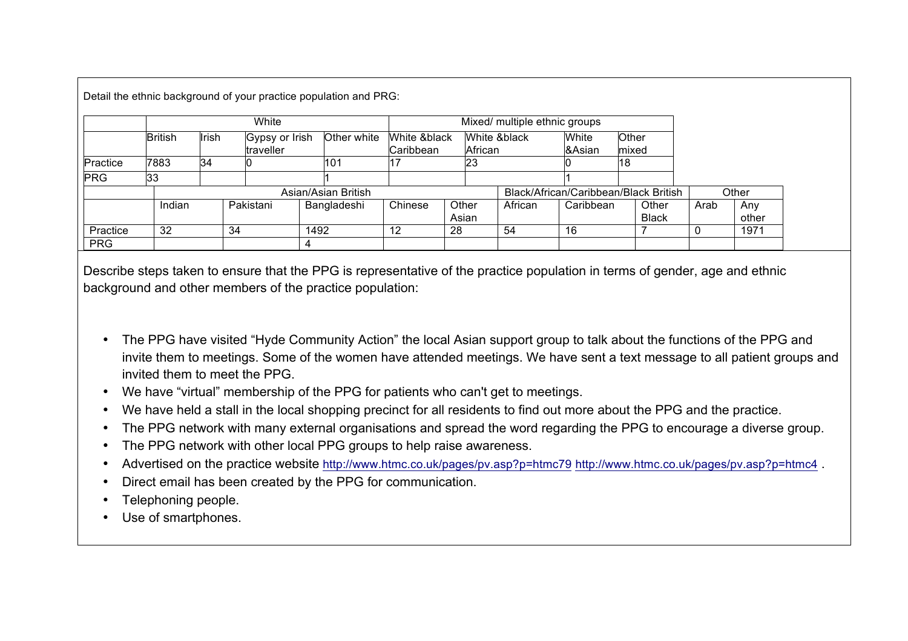Detail the ethnic background of your practice population and PRG:

| | White | | | | Mixed/ multiple ethnic groups | | | |
|---|---|---|---|---|---|---|---|---|
| | British | Irish | Gypsy or Irish traveller | Other white | White &black Caribbean | White &black African | White &Asian | Other mixed |
| Practice | 7883 | 34 | 0 | 101 | 17 | 23 | 0 | 18 |
| PRG | 33 | | | 1 | | | 1 | |

| | Asian/Asian British | | | | | Black/African/Caribbean/Black British | | | Other | |
|---|---|---|---|---|---|---|---|---|---|---|
| | Indian | Pakistani | Bangladeshi | Chinese | Other Asian | African | Caribbean | Other Black | Arab | Any other |
| Practice | 32 | 34 | 1492 | 12 | 28 | 54 | 16 | 7 | 0 | 1971 |
| PRG | | | 4 | | | | | | | |

Describe steps taken to ensure that the PPG is representative of the practice population in terms of gender, age and ethnic background and other members of the practice population:

- The PPG have visited "Hyde Community Action" the local Asian support group to talk about the functions of the PPG and invite them to meetings. Some of the women have attended meetings. We have sent a text message to all patient groups and invited them to meet the PPG.
- We have "virtual" membership of the PPG for patients who can't get to meetings.
- We have held a stall in the local shopping precinct for all residents to find out more about the PPG and the practice.
- The PPG network with many external organisations and spread the word regarding the PPG to encourage a diverse group.
- The PPG network with other local PPG groups to help raise awareness.
- Advertised on the practice website http://www.htmc.co.uk/pages/pv.asp?p=htmc79 http://www.htmc.co.uk/pages/pv.asp?p=htmc4 .
- Direct email has been created by the PPG for communication.
- Telephoning people.
- Use of smartphones.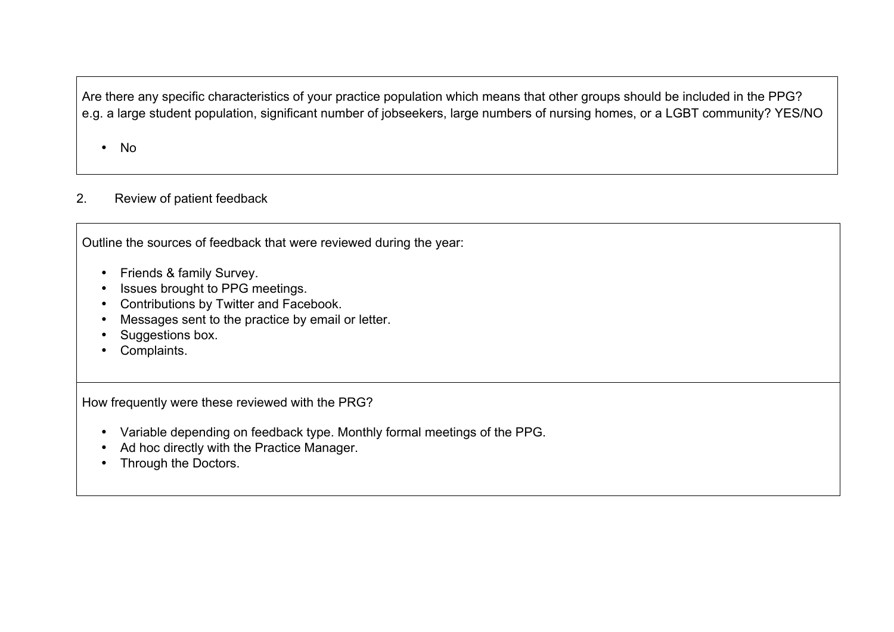Are there any specific characteristics of your practice population which means that other groups should be included in the PPG?
e.g. a large student population, significant number of jobseekers, large numbers of nursing homes, or a LGBT community? YES/NO

- No

2. Review of patient feedback

Outline the sources of feedback that were reviewed during the year:

- Friends & family Survey.
- Issues brought to PPG meetings.
- Contributions by Twitter and Facebook.
- Messages sent to the practice by email or letter.
- Suggestions box.
- Complaints.

How frequently were these reviewed with the PRG?

- Variable depending on feedback type. Monthly formal meetings of the PPG.
- Ad hoc directly with the Practice Manager.
- Through the Doctors.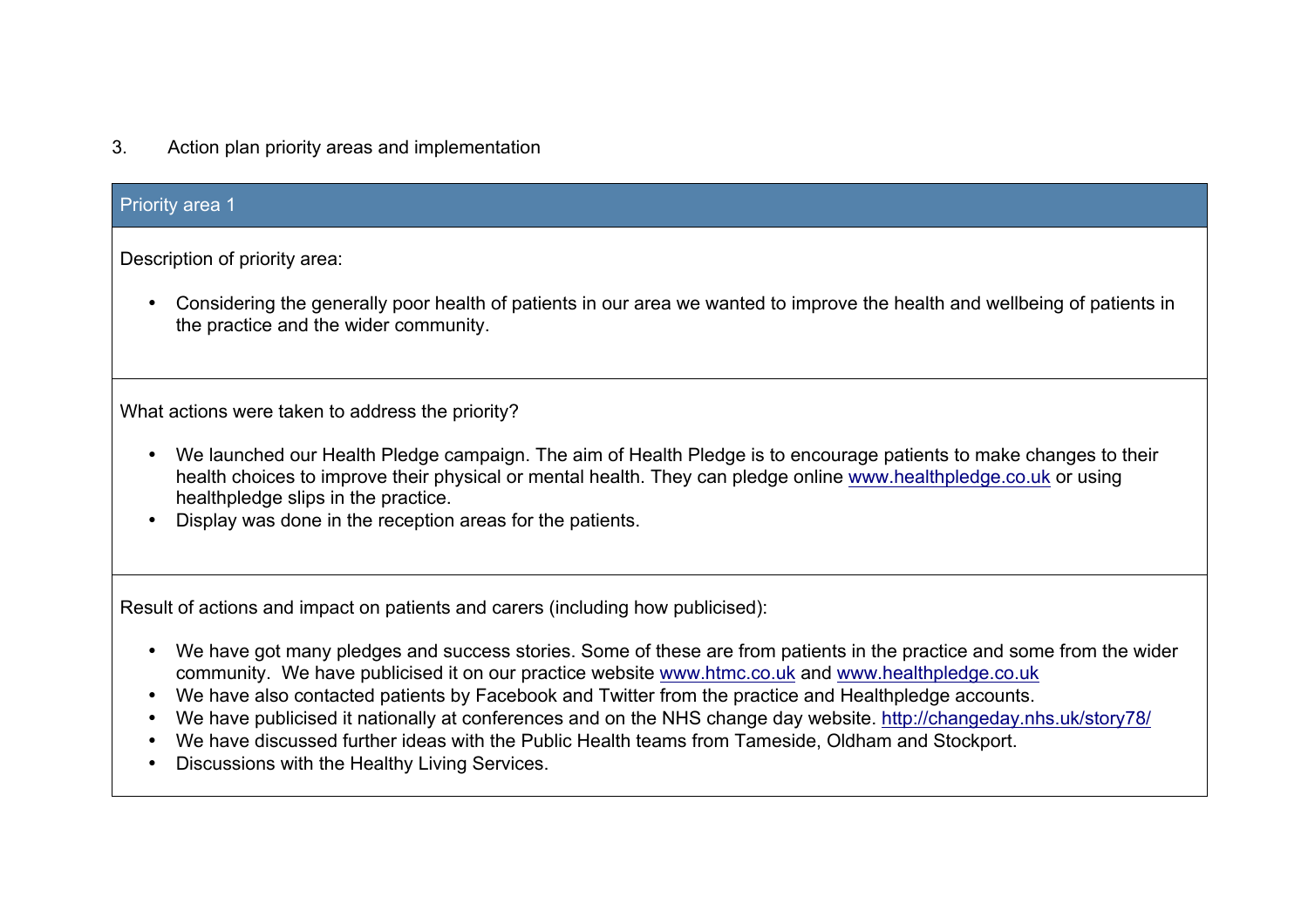3. Action plan priority areas and implementation

## Priority area 1

Description of priority area:

- Considering the generally poor health of patients in our area we wanted to improve the health and wellbeing of patients in the practice and the wider community.

What actions were taken to address the priority?

- We launched our Health Pledge campaign. The aim of Health Pledge is to encourage patients to make changes to their health choices to improve their physical or mental health. They can pledge online www.healthpledge.co.uk or using healthpledge slips in the practice.
- Display was done in the reception areas for the patients.

Result of actions and impact on patients and carers (including how publicised):

- We have got many pledges and success stories. Some of these are from patients in the practice and some from the wider community. We have publicised it on our practice website www.htmc.co.uk and www.healthpledge.co.uk
- We have also contacted patients by Facebook and Twitter from the practice and Healthpledge accounts.
- We have publicised it nationally at conferences and on the NHS change day website. http://changeday.nhs.uk/story78/
- We have discussed further ideas with the Public Health teams from Tameside, Oldham and Stockport.
- Discussions with the Healthy Living Services.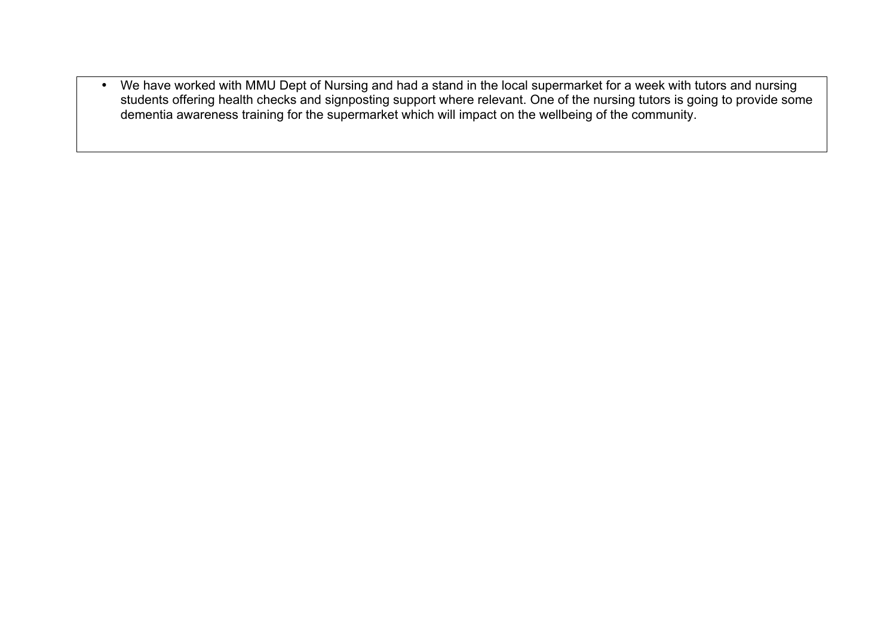- We have worked with MMU Dept of Nursing and had a stand in the local supermarket for a week with tutors and nursing students offering health checks and signposting support where relevant. One of the nursing tutors is going to provide some dementia awareness training for the supermarket which will impact on the wellbeing of the community.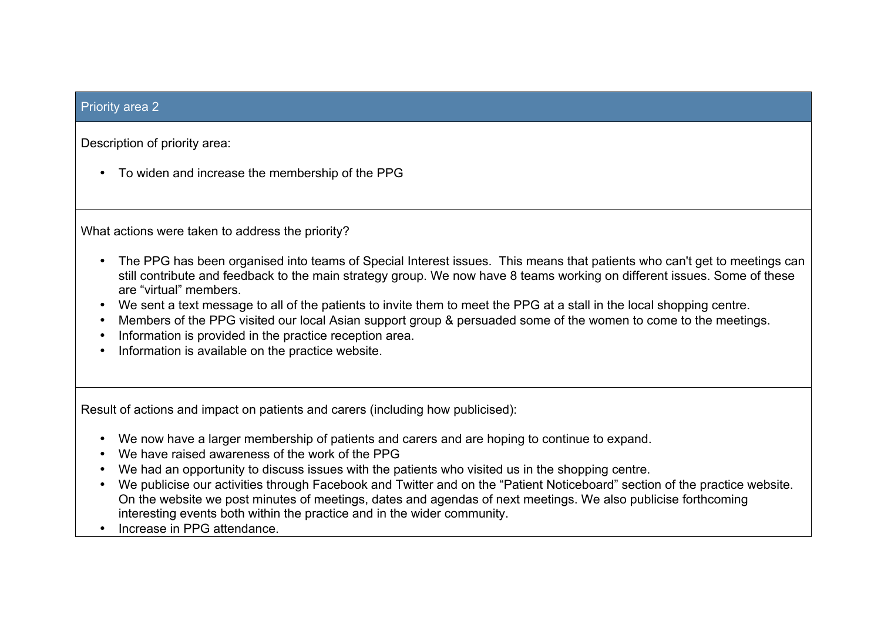## Priority area 2

Description of priority area:

- To widen and increase the membership of the PPG

What actions were taken to address the priority?

- The PPG has been organised into teams of Special Interest issues. This means that patients who can't get to meetings can still contribute and feedback to the main strategy group. We now have 8 teams working on different issues. Some of these are "virtual" members.
- We sent a text message to all of the patients to invite them to meet the PPG at a stall in the local shopping centre.
- Members of the PPG visited our local Asian support group & persuaded some of the women to come to the meetings.
- Information is provided in the practice reception area.
- Information is available on the practice website.

Result of actions and impact on patients and carers (including how publicised):

- We now have a larger membership of patients and carers and are hoping to continue to expand.
- We have raised awareness of the work of the PPG
- We had an opportunity to discuss issues with the patients who visited us in the shopping centre.
- We publicise our activities through Facebook and Twitter and on the "Patient Noticeboard" section of the practice website. On the website we post minutes of meetings, dates and agendas of next meetings. We also publicise forthcoming interesting events both within the practice and in the wider community.
- Increase in PPG attendance.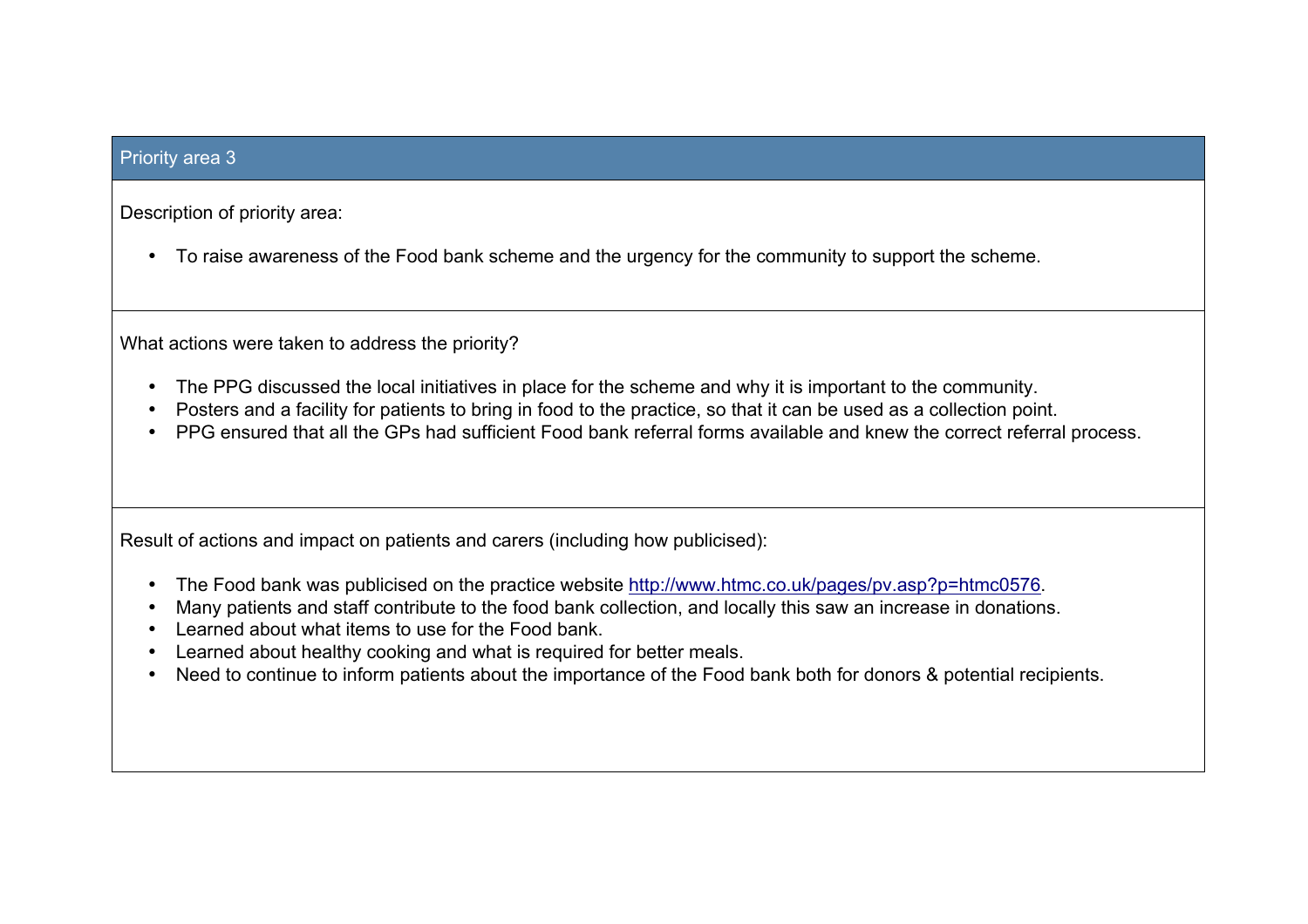## Priority area 3

Description of priority area:

- To raise awareness of the Food bank scheme and the urgency for the community to support the scheme.

What actions were taken to address the priority?

- The PPG discussed the local initiatives in place for the scheme and why it is important to the community.
- Posters and a facility for patients to bring in food to the practice, so that it can be used as a collection point.
- PPG ensured that all the GPs had sufficient Food bank referral forms available and knew the correct referral process.

Result of actions and impact on patients and carers (including how publicised):

- The Food bank was publicised on the practice website [http://www.htmc.co.uk/pages/pv.asp?p=htmc0576](http://www.htmc.co.uk/pages/pv.asp?p=htmc0576).
- Many patients and staff contribute to the food bank collection, and locally this saw an increase in donations.
- Learned about what items to use for the Food bank.
- Learned about healthy cooking and what is required for better meals.
- Need to continue to inform patients about the importance of the Food bank both for donors & potential recipients.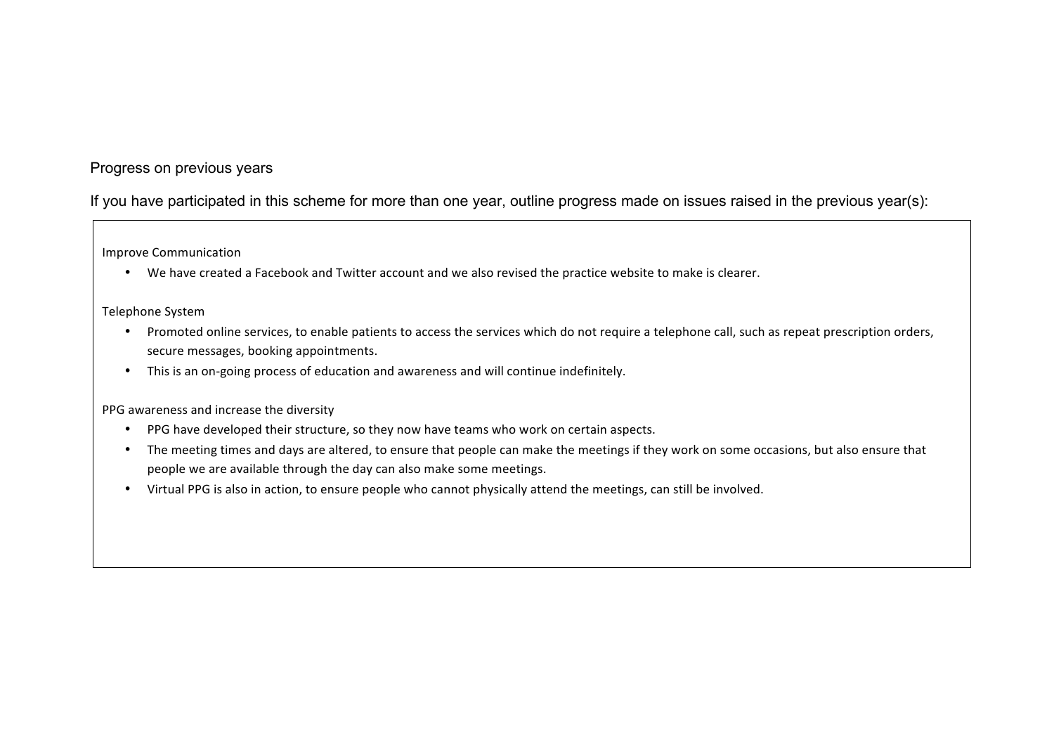Progress on previous years

If you have participated in this scheme for more than one year, outline progress made on issues raised in the previous year(s):

Improve Communication

- We have created a Facebook and Twitter account and we also revised the practice website to make is clearer.

Telephone System

- Promoted online services, to enable patients to access the services which do not require a telephone call, such as repeat prescription orders, secure messages, booking appointments.
- This is an on-going process of education and awareness and will continue indefinitely.

PPG awareness and increase the diversity

- PPG have developed their structure, so they now have teams who work on certain aspects.
- The meeting times and days are altered, to ensure that people can make the meetings if they work on some occasions, but also ensure that people we are available through the day can also make some meetings.
- Virtual PPG is also in action, to ensure people who cannot physically attend the meetings, can still be involved.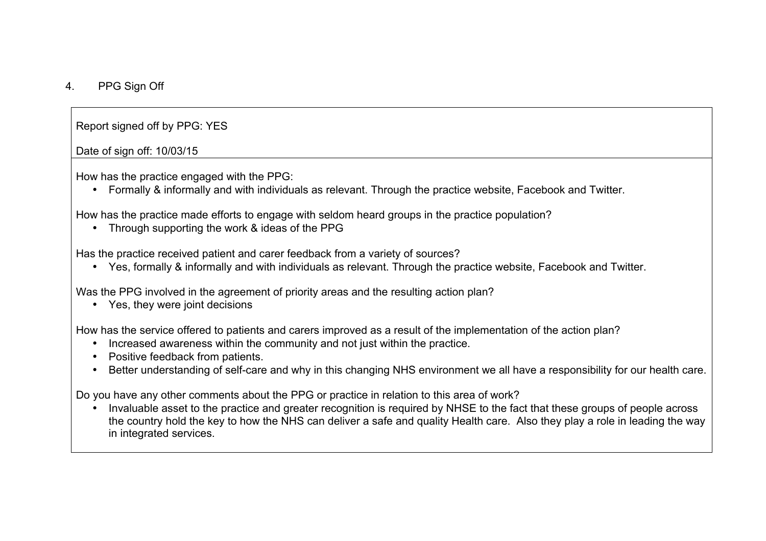## 4. PPG Sign Off

Report signed off by PPG: YES

Date of sign off: 10/03/15

How has the practice engaged with the PPG:

- Formally & informally and with individuals as relevant. Through the practice website, Facebook and Twitter.

How has the practice made efforts to engage with seldom heard groups in the practice population?

- Through supporting the work & ideas of the PPG

Has the practice received patient and carer feedback from a variety of sources?

- Yes, formally & informally and with individuals as relevant. Through the practice website, Facebook and Twitter.

Was the PPG involved in the agreement of priority areas and the resulting action plan?

- Yes, they were joint decisions

How has the service offered to patients and carers improved as a result of the implementation of the action plan?

- Increased awareness within the community and not just within the practice.
- Positive feedback from patients.
- Better understanding of self-care and why in this changing NHS environment we all have a responsibility for our health care.

Do you have any other comments about the PPG or practice in relation to this area of work?

- Invaluable asset to the practice and greater recognition is required by NHSE to the fact that these groups of people across the country hold the key to how the NHS can deliver a safe and quality Health care. Also they play a role in leading the way in integrated services.